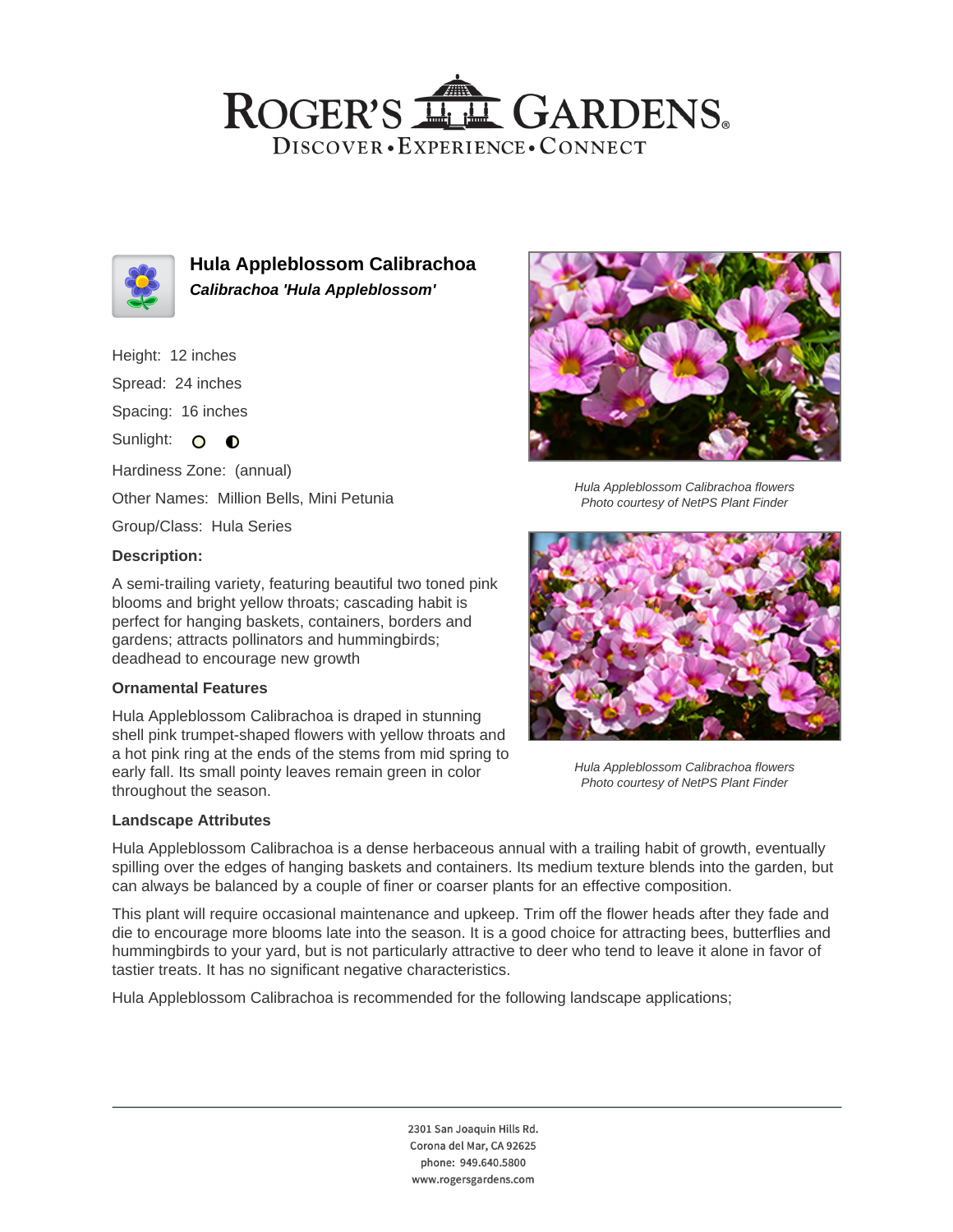# Hula Appleblossom Calibrachoa

***Calibrachoa 'Hula Appleblossom'***

Height: 12 inches

Spread: 24 inches

Spacing: 16 inches

Sunlight: ○ ◐

Hardiness Zone: (annual)

Other Names: Million Bells, Mini Petunia

Group/Class: Hula Series

### Description:

A semi-trailing variety, featuring beautiful two toned pink blooms and bright yellow throats; cascading habit is perfect for hanging baskets, containers, borders and gardens; attracts pollinators and hummingbirds; deadhead to encourage new growth

### Ornamental Features

Hula Appleblossom Calibrachoa is draped in stunning shell pink trumpet-shaped flowers with yellow throats and a hot pink ring at the ends of the stems from mid spring to early fall. Its small pointy leaves remain green in color throughout the season.

*Hula Appleblossom Calibrachoa flowers*
*Photo courtesy of NetPS Plant Finder*

*Hula Appleblossom Calibrachoa flowers*
*Photo courtesy of NetPS Plant Finder*

### Landscape Attributes

Hula Appleblossom Calibrachoa is a dense herbaceous annual with a trailing habit of growth, eventually spilling over the edges of hanging baskets and containers. Its medium texture blends into the garden, but can always be balanced by a couple of finer or coarser plants for an effective composition.

This plant will require occasional maintenance and upkeep. Trim off the flower heads after they fade and die to encourage more blooms late into the season. It is a good choice for attracting bees, butterflies and hummingbirds to your yard, but is not particularly attractive to deer who tend to leave it alone in favor of tastier treats. It has no significant negative characteristics.

Hula Appleblossom Calibrachoa is recommended for the following landscape applications;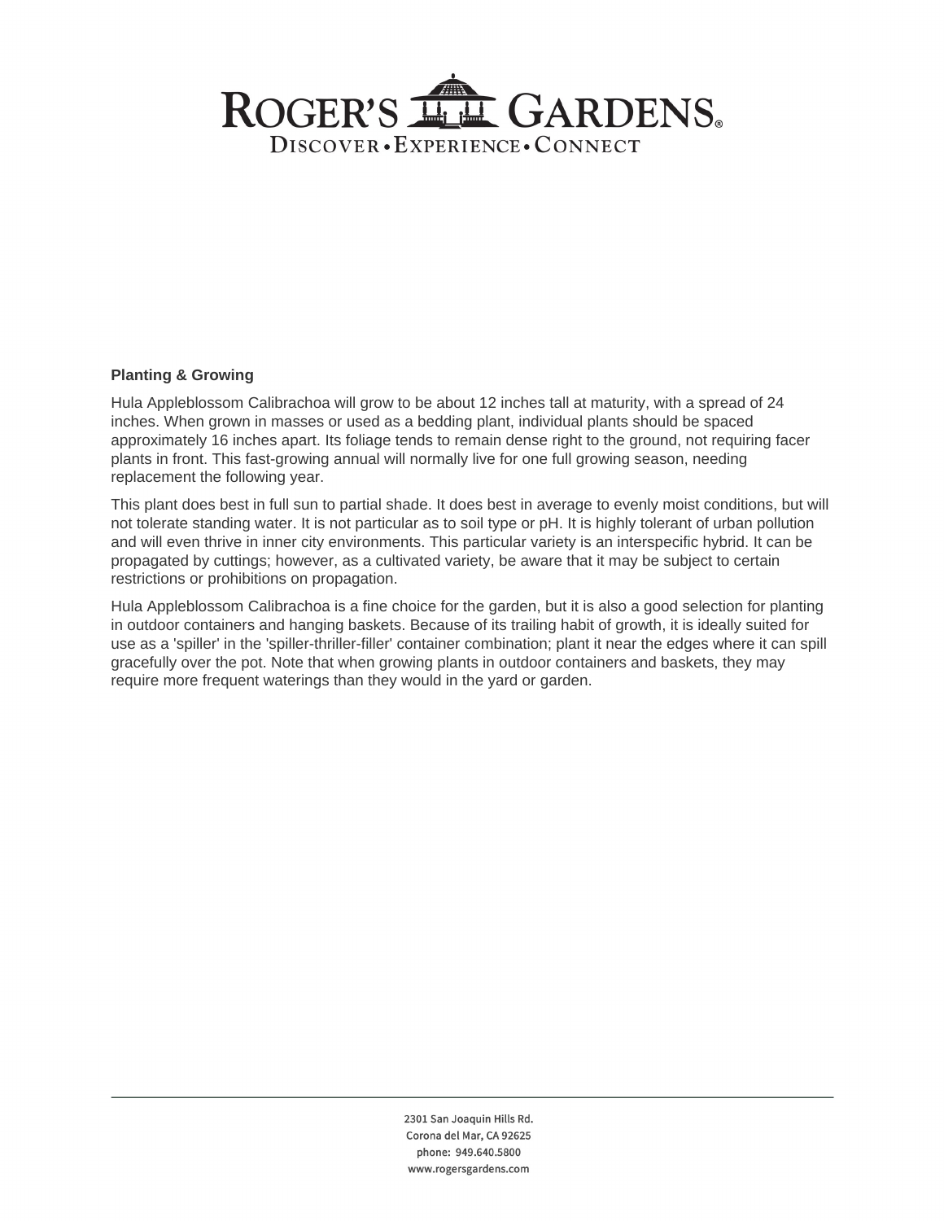**Planting & Growing**

Hula Appleblossom Calibrachoa will grow to be about 12 inches tall at maturity, with a spread of 24 inches. When grown in masses or used as a bedding plant, individual plants should be spaced approximately 16 inches apart. Its foliage tends to remain dense right to the ground, not requiring facer plants in front. This fast-growing annual will normally live for one full growing season, needing replacement the following year.

This plant does best in full sun to partial shade. It does best in average to evenly moist conditions, but will not tolerate standing water. It is not particular as to soil type or pH. It is highly tolerant of urban pollution and will even thrive in inner city environments. This particular variety is an interspecific hybrid. It can be propagated by cuttings; however, as a cultivated variety, be aware that it may be subject to certain restrictions or prohibitions on propagation.

Hula Appleblossom Calibrachoa is a fine choice for the garden, but it is also a good selection for planting in outdoor containers and hanging baskets. Because of its trailing habit of growth, it is ideally suited for use as a 'spiller' in the 'spiller-thriller-filler' container combination; plant it near the edges where it can spill gracefully over the pot. Note that when growing plants in outdoor containers and baskets, they may require more frequent waterings than they would in the yard or garden.